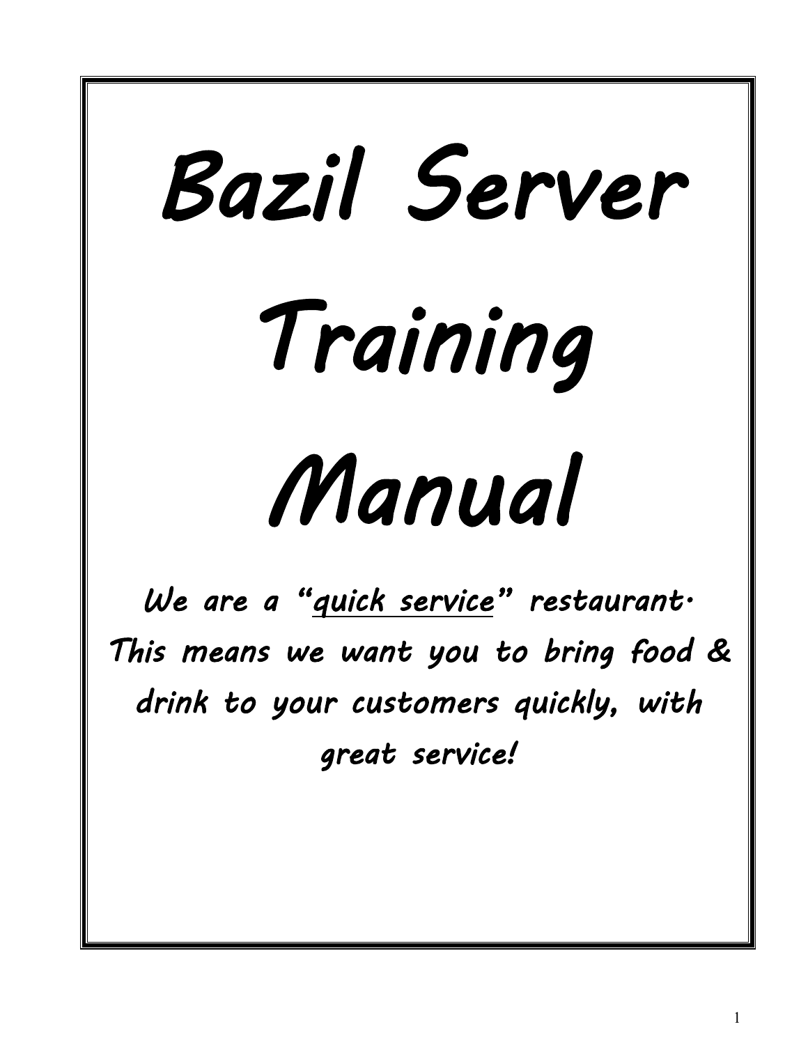# Bazil Server Training Manual

***We are a "<u>quick service</u>" restaurant. This means we want you to bring food & drink to your customers quickly, with great service!***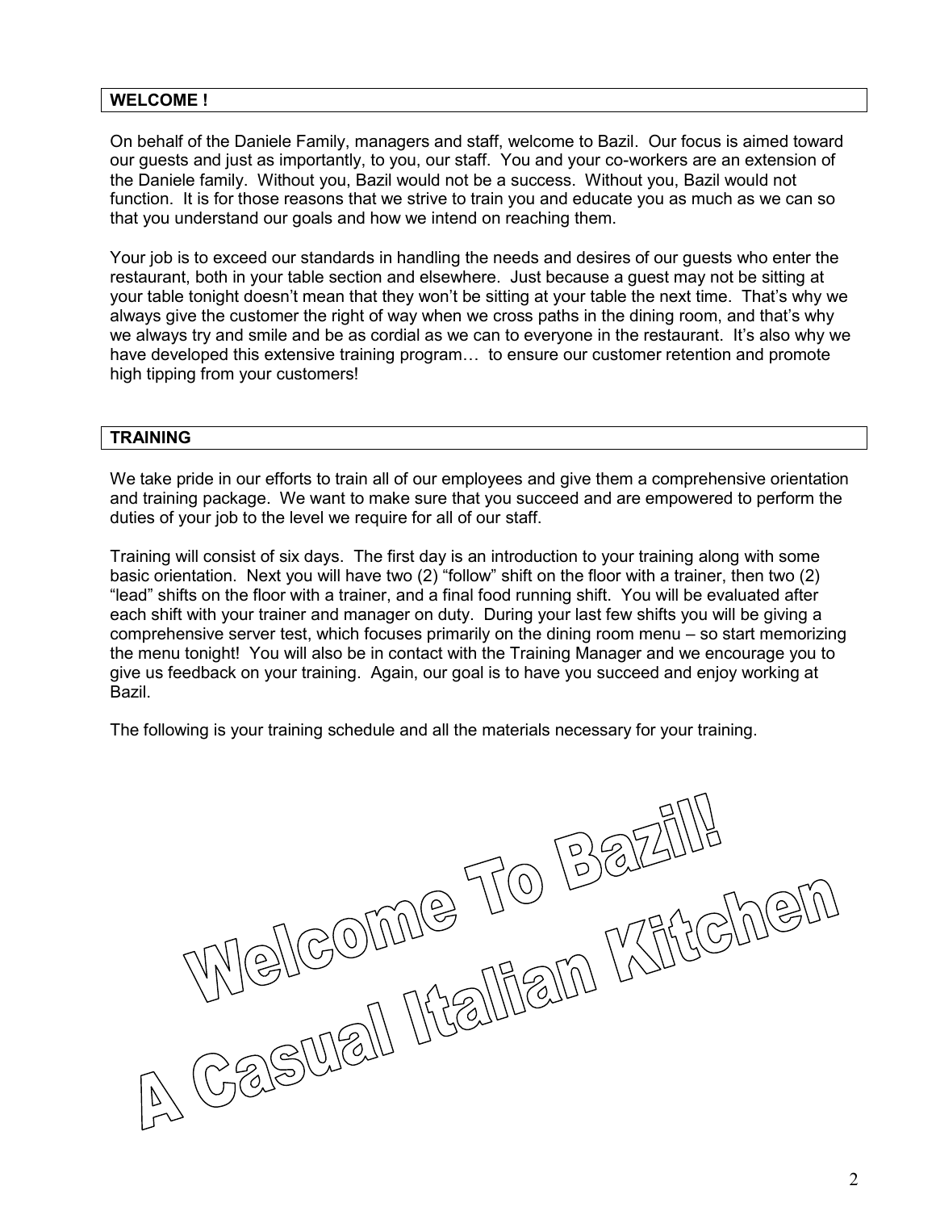## WELCOME !

On behalf of the Daniele Family, managers and staff, welcome to Bazil. Our focus is aimed toward our guests and just as importantly, to you, our staff. You and your co-workers are an extension of the Daniele family. Without you, Bazil would not be a success. Without you, Bazil would not function. It is for those reasons that we strive to train you and educate you as much as we can so that you understand our goals and how we intend on reaching them.

Your job is to exceed our standards in handling the needs and desires of our guests who enter the restaurant, both in your table section and elsewhere. Just because a guest may not be sitting at your table tonight doesn't mean that they won't be sitting at your table the next time. That's why we always give the customer the right of way when we cross paths in the dining room, and that's why we always try and smile and be as cordial as we can to everyone in the restaurant. It's also why we have developed this extensive training program… to ensure our customer retention and promote high tipping from your customers!

## TRAINING

We take pride in our efforts to train all of our employees and give them a comprehensive orientation and training package. We want to make sure that you succeed and are empowered to perform the duties of your job to the level we require for all of our staff.

Training will consist of six days. The first day is an introduction to your training along with some basic orientation. Next you will have two (2) "follow" shift on the floor with a trainer, then two (2) "lead" shifts on the floor with a trainer, and a final food running shift. You will be evaluated after each shift with your trainer and manager on duty. During your last few shifts you will be giving a comprehensive server test, which focuses primarily on the dining room menu – so start memorizing the menu tonight! You will also be in contact with the Training Manager and we encourage you to give us feedback on your training. Again, our goal is to have you succeed and enjoy working at Bazil.

The following is your training schedule and all the materials necessary for your training.

Welcome To Bazil!

A Casual Italian Kitchen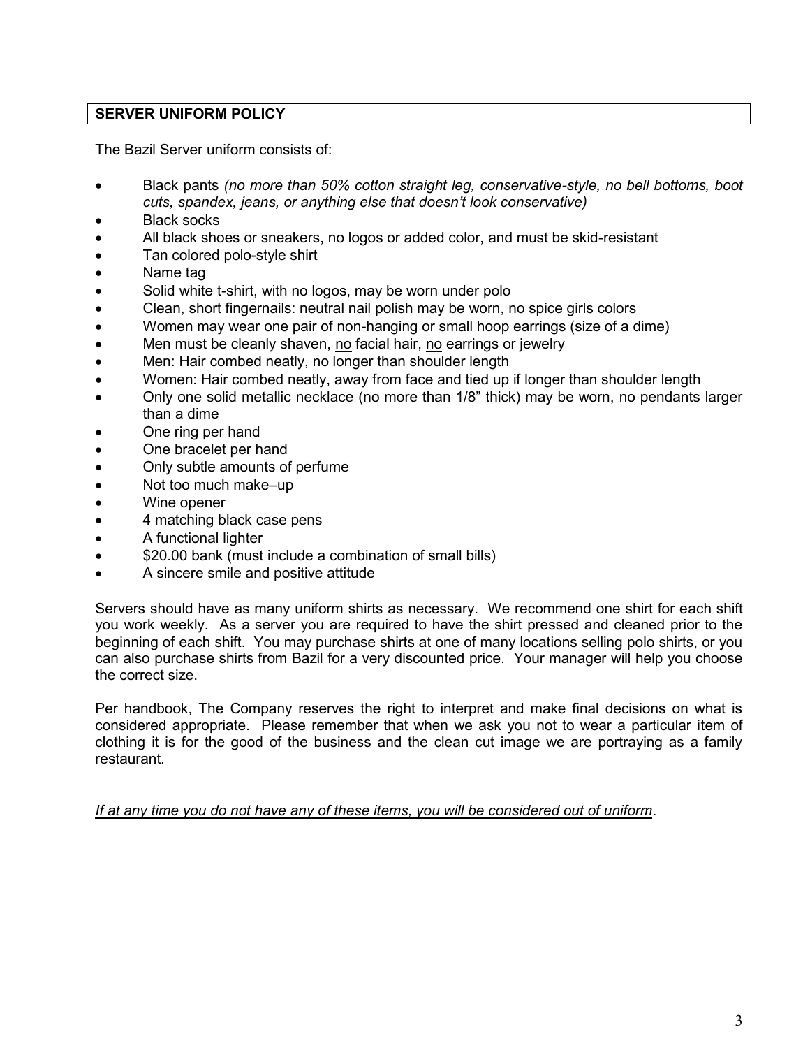## SERVER UNIFORM POLICY

The Bazil Server uniform consists of:

- Black pants *(no more than 50% cotton straight leg, conservative-style, no bell bottoms, boot cuts, spandex, jeans, or anything else that doesn't look conservative)*
- Black socks
- All black shoes or sneakers, no logos or added color, and must be skid-resistant
- Tan colored polo-style shirt
- Name tag
- Solid white t-shirt, with no logos, may be worn under polo
- Clean, short fingernails: neutral nail polish may be worn, no spice girls colors
- Women may wear one pair of non-hanging or small hoop earrings (size of a dime)
- Men must be cleanly shaven, <u>no</u> facial hair, <u>no</u> earrings or jewelry
- Men: Hair combed neatly, no longer than shoulder length
- Women: Hair combed neatly, away from face and tied up if longer than shoulder length
- Only one solid metallic necklace (no more than 1/8" thick) may be worn, no pendants larger than a dime
- One ring per hand
- One bracelet per hand
- Only subtle amounts of perfume
- Not too much make–up
- Wine opener
- 4 matching black case pens
- A functional lighter
- $20.00 bank (must include a combination of small bills)
- A sincere smile and positive attitude

Servers should have as many uniform shirts as necessary. We recommend one shirt for each shift you work weekly. As a server you are required to have the shirt pressed and cleaned prior to the beginning of each shift. You may purchase shirts at one of many locations selling polo shirts, or you can also purchase shirts from Bazil for a very discounted price. Your manager will help you choose the correct size.

Per handbook, The Company reserves the right to interpret and make final decisions on what is considered appropriate. Please remember that when we ask you not to wear a particular item of clothing it is for the good of the business and the clean cut image we are portraying as a family restaurant.

<u>*If at any time you do not have any of these items, you will be considered out of uniform*</u>.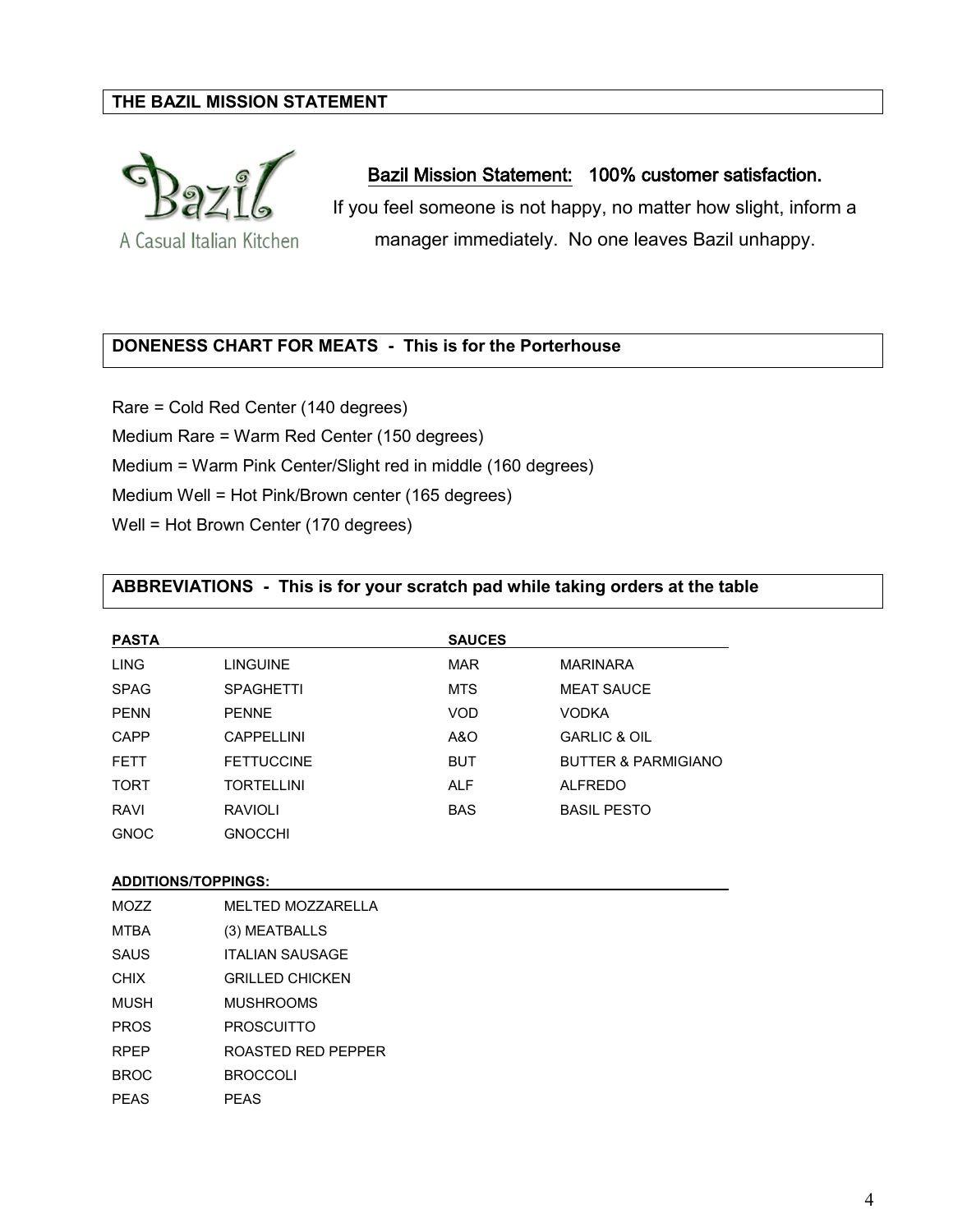## THE BAZIL MISSION STATEMENT

Bazil
A Casual Italian Kitchen

**Bazil Mission Statement: 100% customer satisfaction.**

If you feel someone is not happy, no matter how slight, inform a manager immediately. No one leaves Bazil unhappy.

## DONENESS CHART FOR MEATS - This is for the Porterhouse

Rare = Cold Red Center (140 degrees)

Medium Rare = Warm Red Center (150 degrees)

Medium = Warm Pink Center/Slight red in middle (160 degrees)

Medium Well = Hot Pink/Brown center (165 degrees)

Well = Hot Brown Center (170 degrees)

## ABBREVIATIONS - This is for your scratch pad while taking orders at the table

| PASTA | | SAUCES | |
|---|---|---|---|
| LING | LINGUINE | MAR | MARINARA |
| SPAG | SPAGHETTI | MTS | MEAT SAUCE |
| PENN | PENNE | VOD | VODKA |
| CAPP | CAPPELLINI | A&O | GARLIC & OIL |
| FETT | FETTUCCINE | BUT | BUTTER & PARMIGIANO |
| TORT | TORTELLINI | ALF | ALFREDO |
| RAVI | RAVIOLI | BAS | BASIL PESTO |
| GNOC | GNOCCHI | | |

| ADDITIONS/TOPPINGS: | |
|---|---|
| MOZZ | MELTED MOZZARELLA |
| MTBA | (3) MEATBALLS |
| SAUS | ITALIAN SAUSAGE |
| CHIX | GRILLED CHICKEN |
| MUSH | MUSHROOMS |
| PROS | PROSCUITTO |
| RPEP | ROASTED RED PEPPER |
| BROC | BROCCOLI |
| PEAS | PEAS |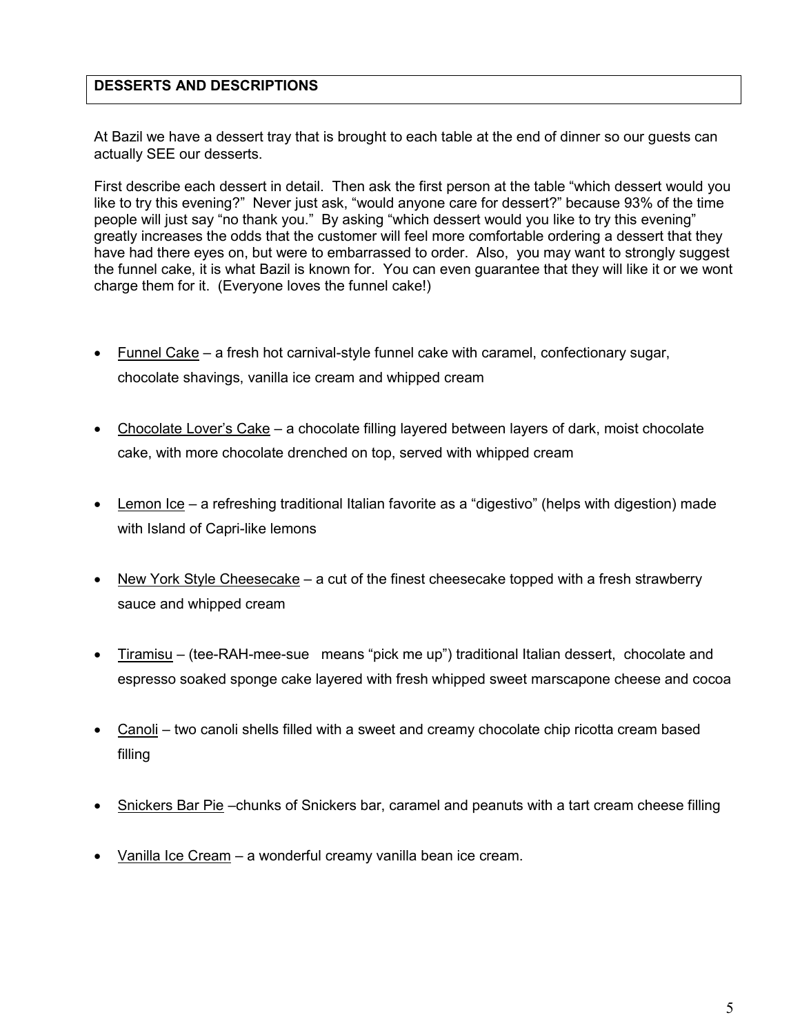## DESSERTS AND DESCRIPTIONS

At Bazil we have a dessert tray that is brought to each table at the end of dinner so our guests can actually SEE our desserts.

First describe each dessert in detail. Then ask the first person at the table "which dessert would you like to try this evening?" Never just ask, "would anyone care for dessert?" because 93% of the time people will just say "no thank you." By asking "which dessert would you like to try this evening" greatly increases the odds that the customer will feel more comfortable ordering a dessert that they have had there eyes on, but were to embarrassed to order. Also, you may want to strongly suggest the funnel cake, it is what Bazil is known for. You can even guarantee that they will like it or we wont charge them for it. (Everyone loves the funnel cake!)

- <u>Funnel Cake</u> – a fresh hot carnival-style funnel cake with caramel, confectionary sugar, chocolate shavings, vanilla ice cream and whipped cream
- <u>Chocolate Lover's Cake</u> – a chocolate filling layered between layers of dark, moist chocolate cake, with more chocolate drenched on top, served with whipped cream
- <u>Lemon Ice</u> – a refreshing traditional Italian favorite as a "digestivo" (helps with digestion) made with Island of Capri-like lemons
- <u>New York Style Cheesecake</u> – a cut of the finest cheesecake topped with a fresh strawberry sauce and whipped cream
- <u>Tiramisu</u> – (tee-RAH-mee-sue means "pick me up") traditional Italian dessert, chocolate and espresso soaked sponge cake layered with fresh whipped sweet marscapone cheese and cocoa
- <u>Canoli</u> – two canoli shells filled with a sweet and creamy chocolate chip ricotta cream based filling
- <u>Snickers Bar Pie</u> –chunks of Snickers bar, caramel and peanuts with a tart cream cheese filling
- <u>Vanilla Ice Cream</u> – a wonderful creamy vanilla bean ice cream.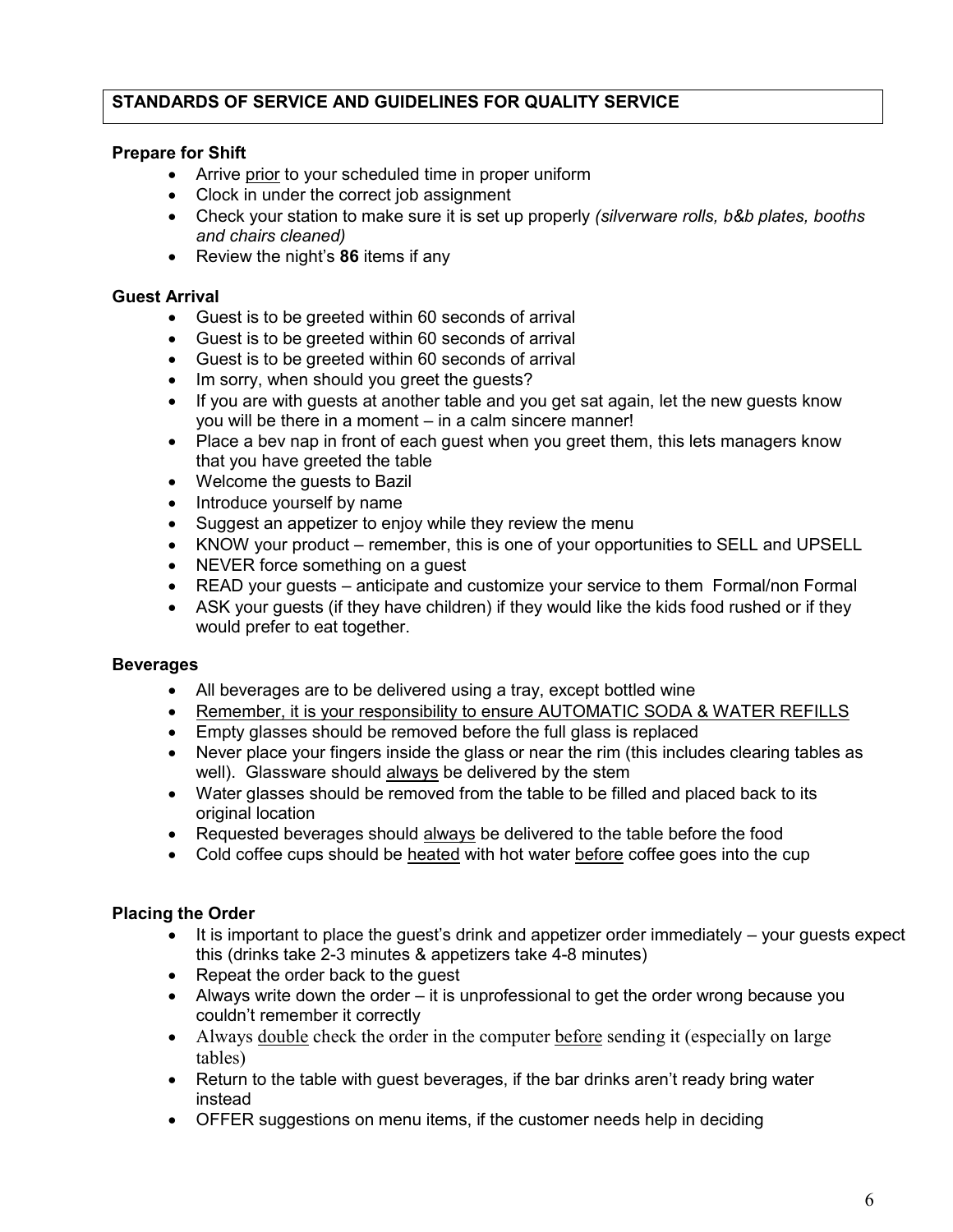## STANDARDS OF SERVICE AND GUIDELINES FOR QUALITY SERVICE

**Prepare for Shift**

- Arrive <u>prior</u> to your scheduled time in proper uniform
- Clock in under the correct job assignment
- Check your station to make sure it is set up properly *(silverware rolls, b&b plates, booths and chairs cleaned)*
- Review the night's **86** items if any

**Guest Arrival**

- Guest is to be greeted within 60 seconds of arrival
- Guest is to be greeted within 60 seconds of arrival
- Guest is to be greeted within 60 seconds of arrival
- Im sorry, when should you greet the guests?
- If you are with guests at another table and you get sat again, let the new guests know you will be there in a moment – in a calm sincere manner!
- Place a bev nap in front of each guest when you greet them, this lets managers know that you have greeted the table
- Welcome the guests to Bazil
- Introduce yourself by name
- Suggest an appetizer to enjoy while they review the menu
- KNOW your product – remember, this is one of your opportunities to SELL and UPSELL
- NEVER force something on a guest
- READ your guests – anticipate and customize your service to them Formal/non Formal
- ASK your guests (if they have children) if they would like the kids food rushed or if they would prefer to eat together.

**Beverages**

- All beverages are to be delivered using a tray, except bottled wine
- <u>Remember, it is your responsibility to ensure AUTOMATIC SODA & WATER REFILLS</u>
- Empty glasses should be removed before the full glass is replaced
- Never place your fingers inside the glass or near the rim (this includes clearing tables as well). Glassware should <u>always</u> be delivered by the stem
- Water glasses should be removed from the table to be filled and placed back to its original location
- Requested beverages should <u>always</u> be delivered to the table before the food
- Cold coffee cups should be <u>heated</u> with hot water <u>before</u> coffee goes into the cup

**Placing the Order**

- It is important to place the guest's drink and appetizer order immediately – your guests expect this (drinks take 2-3 minutes & appetizers take 4-8 minutes)
- Repeat the order back to the guest
- Always write down the order – it is unprofessional to get the order wrong because you couldn't remember it correctly
- Always <u>double</u> check the order in the computer <u>before</u> sending it (especially on large tables)
- Return to the table with guest beverages, if the bar drinks aren't ready bring water instead
- OFFER suggestions on menu items, if the customer needs help in deciding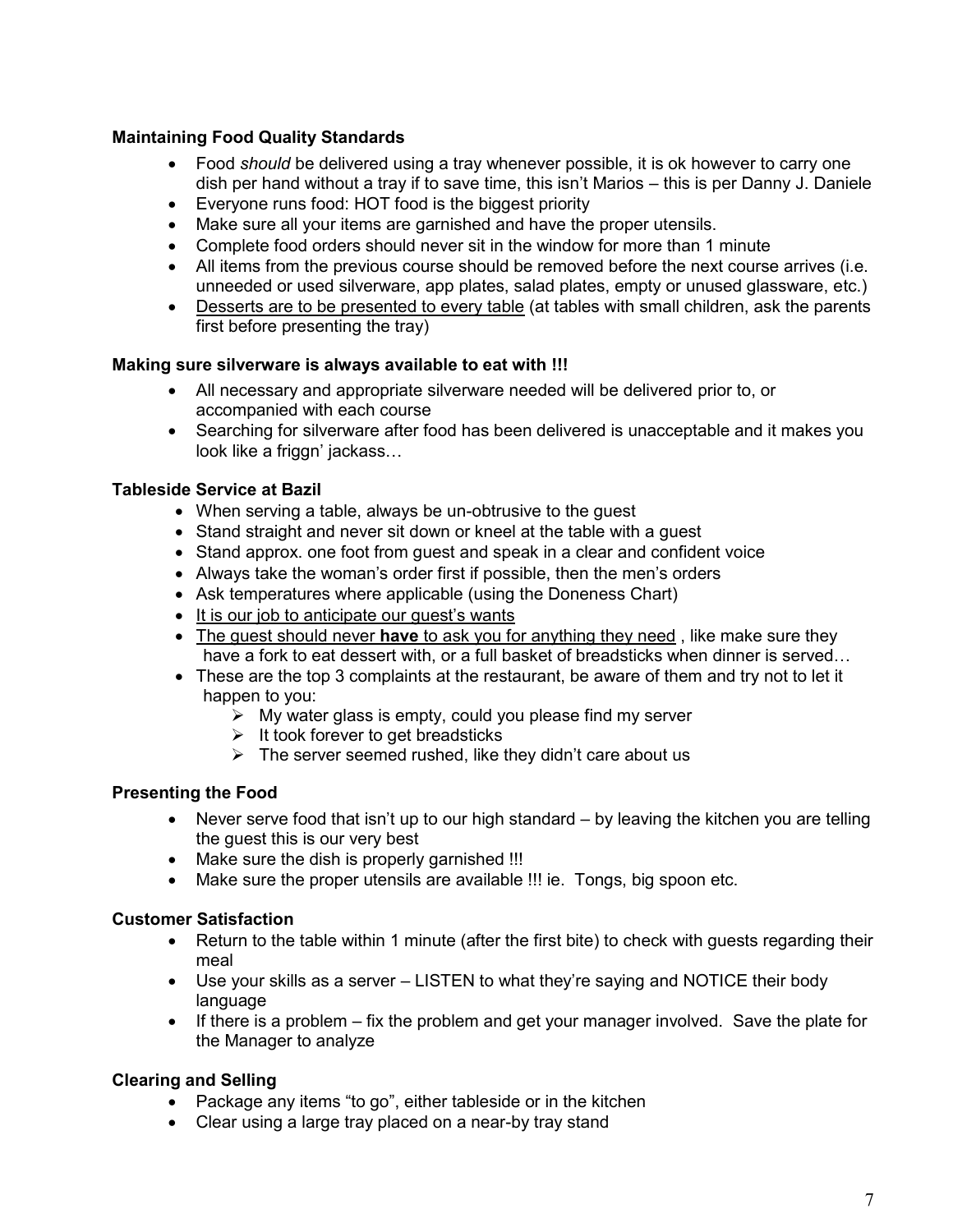**Maintaining Food Quality Standards**

- Food *should* be delivered using a tray whenever possible, it is ok however to carry one dish per hand without a tray if to save time, this isn't Marios – this is per Danny J. Daniele
- Everyone runs food: HOT food is the biggest priority
- Make sure all your items are garnished and have the proper utensils.
- Complete food orders should never sit in the window for more than 1 minute
- All items from the previous course should be removed before the next course arrives (i.e. unneeded or used silverware, app plates, salad plates, empty or unused glassware, etc.)
- <u>Desserts are to be presented to every table</u> (at tables with small children, ask the parents first before presenting the tray)

**Making sure silverware is always available to eat with !!!**

- All necessary and appropriate silverware needed will be delivered prior to, or accompanied with each course
- Searching for silverware after food has been delivered is unacceptable and it makes you look like a friggn' jackass…

**Tableside Service at Bazil**

- When serving a table, always be un-obtrusive to the guest
- Stand straight and never sit down or kneel at the table with a guest
- Stand approx. one foot from guest and speak in a clear and confident voice
- Always take the woman's order first if possible, then the men's orders
- Ask temperatures where applicable (using the Doneness Chart)
- <u>It is our job to anticipate our guest's wants</u>
- <u>The guest should never **have** to ask you for anything they need</u> , like make sure they have a fork to eat dessert with, or a full basket of breadsticks when dinner is served…
- These are the top 3 complaints at the restaurant, be aware of them and try not to let it happen to you:
  - My water glass is empty, could you please find my server
  - It took forever to get breadsticks
  - The server seemed rushed, like they didn't care about us

**Presenting the Food**

- Never serve food that isn't up to our high standard – by leaving the kitchen you are telling the guest this is our very best
- Make sure the dish is properly garnished !!!
- Make sure the proper utensils are available !!! ie. Tongs, big spoon etc.

**Customer Satisfaction**

- Return to the table within 1 minute (after the first bite) to check with guests regarding their meal
- Use your skills as a server – LISTEN to what they're saying and NOTICE their body language
- If there is a problem – fix the problem and get your manager involved. Save the plate for the Manager to analyze

**Clearing and Selling**

- Package any items "to go", either tableside or in the kitchen
- Clear using a large tray placed on a near-by tray stand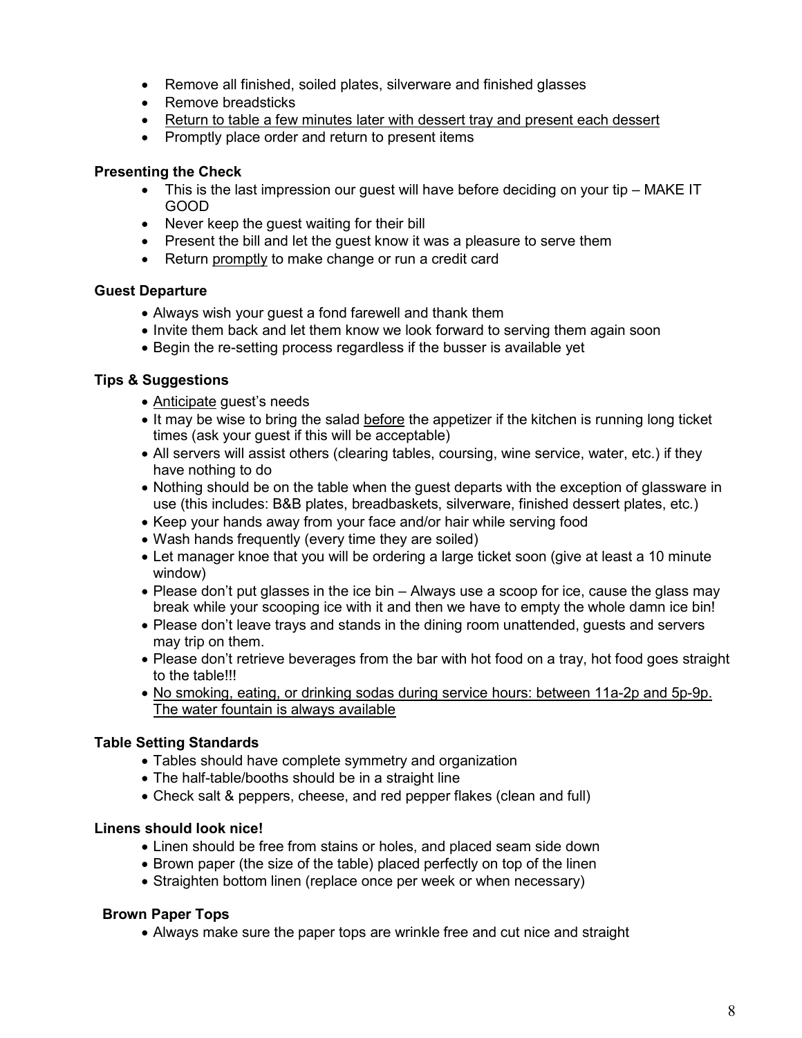- Remove all finished, soiled plates, silverware and finished glasses
- Remove breadsticks
- <u>Return to table a few minutes later with dessert tray and present each dessert</u>
- Promptly place order and return to present items

**Presenting the Check**

- This is the last impression our guest will have before deciding on your tip – MAKE IT GOOD
- Never keep the guest waiting for their bill
- Present the bill and let the guest know it was a pleasure to serve them
- Return <u>promptly</u> to make change or run a credit card

**Guest Departure**

- Always wish your guest a fond farewell and thank them
- Invite them back and let them know we look forward to serving them again soon
- Begin the re-setting process regardless if the busser is available yet

**Tips & Suggestions**

- <u>Anticipate</u> guest's needs
- It may be wise to bring the salad <u>before</u> the appetizer if the kitchen is running long ticket times (ask your guest if this will be acceptable)
- All servers will assist others (clearing tables, coursing, wine service, water, etc.) if they have nothing to do
- Nothing should be on the table when the guest departs with the exception of glassware in use (this includes: B&B plates, breadbaskets, silverware, finished dessert plates, etc.)
- Keep your hands away from your face and/or hair while serving food
- Wash hands frequently (every time they are soiled)
- Let manager knoe that you will be ordering a large ticket soon (give at least a 10 minute window)
- Please don't put glasses in the ice bin – Always use a scoop for ice, cause the glass may break while your scooping ice with it and then we have to empty the whole damn ice bin!
- Please don't leave trays and stands in the dining room unattended, guests and servers may trip on them.
- Please don't retrieve beverages from the bar with hot food on a tray, hot food goes straight to the table!!!
- <u>No smoking, eating, or drinking sodas during service hours: between 11a-2p and 5p-9p. The water fountain is always available</u>

**Table Setting Standards**

- Tables should have complete symmetry and organization
- The half-table/booths should be in a straight line
- Check salt & peppers, cheese, and red pepper flakes (clean and full)

**Linens should look nice!**

- Linen should be free from stains or holes, and placed seam side down
- Brown paper (the size of the table) placed perfectly on top of the linen
- Straighten bottom linen (replace once per week or when necessary)

**Brown Paper Tops**

- Always make sure the paper tops are wrinkle free and cut nice and straight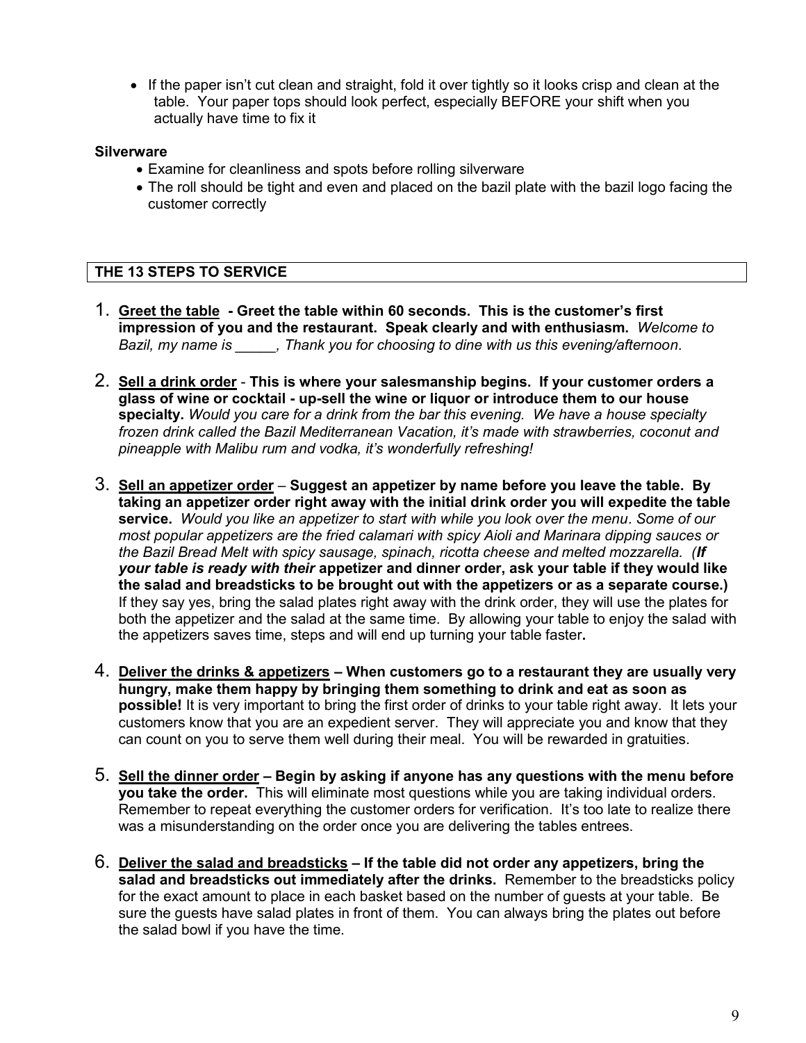- If the paper isn't cut clean and straight, fold it over tightly so it looks crisp and clean at the table. Your paper tops should look perfect, especially BEFORE your shift when you actually have time to fix it

**Silverware**

- Examine for cleanliness and spots before rolling silverware
- The roll should be tight and even and placed on the bazil plate with the bazil logo facing the customer correctly

## THE 13 STEPS TO SERVICE

1. **Greet the table - Greet the table within 60 seconds. This is the customer's first impression of you and the restaurant. Speak clearly and with enthusiasm.** *Welcome to Bazil, my name is \_\_\_\_\_, Thank you for choosing to dine with us this evening/afternoon*.

2. **Sell a drink order - This is where your salesmanship begins. If your customer orders a glass of wine or cocktail - up-sell the wine or liquor or introduce them to our house specialty.** *Would you care for a drink from the bar this evening. We have a house specialty frozen drink called the Bazil Mediterranean Vacation, it's made with strawberries, coconut and pineapple with Malibu rum and vodka, it's wonderfully refreshing!*

3. **Sell an appetizer order – Suggest an appetizer by name before you leave the table. By taking an appetizer order right away with the initial drink order you will expedite the table service.** *Would you like an appetizer to start with while you look over the menu*. *Some of our most popular appetizers are the fried calamari with spicy Aioli and Marinara dipping sauces or the Bazil Bread Melt with spicy sausage, spinach, ricotta cheese and melted mozzarella.* **(*If your table is ready with their* appetizer and dinner order, ask your table if they would like the salad and breadsticks to be brought out with the appetizers or as a separate course.)** If they say yes, bring the salad plates right away with the drink order, they will use the plates for both the appetizer and the salad at the same time. By allowing your table to enjoy the salad with the appetizers saves time, steps and will end up turning your table faster**.**

4. **Deliver the drinks & appetizers – When customers go to a restaurant they are usually very hungry, make them happy by bringing them something to drink and eat as soon as possible!** It is very important to bring the first order of drinks to your table right away. It lets your customers know that you are an expedient server. They will appreciate you and know that they can count on you to serve them well during their meal. You will be rewarded in gratuities.

5. **Sell the dinner order – Begin by asking if anyone has any questions with the menu before you take the order.** This will eliminate most questions while you are taking individual orders. Remember to repeat everything the customer orders for verification. It's too late to realize there was a misunderstanding on the order once you are delivering the tables entrees.

6. **Deliver the salad and breadsticks – If the table did not order any appetizers, bring the salad and breadsticks out immediately after the drinks.** Remember to the breadsticks policy for the exact amount to place in each basket based on the number of guests at your table. Be sure the guests have salad plates in front of them. You can always bring the plates out before the salad bowl if you have the time.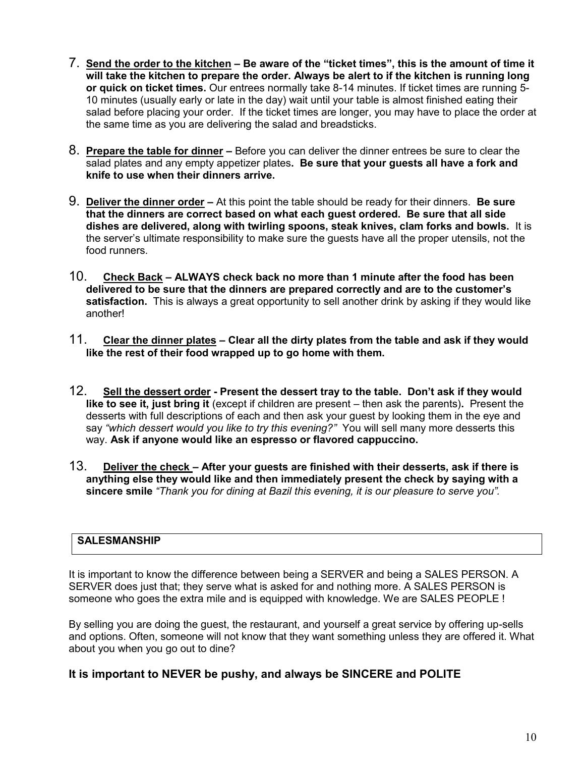7. **<u>Send the order to the kitchen</u> – Be aware of the "ticket times", this is the amount of time it will take the kitchen to prepare the order. Always be alert to if the kitchen is running long or quick on ticket times.** Our entrees normally take 8-14 minutes. If ticket times are running 5-10 minutes (usually early or late in the day) wait until your table is almost finished eating their salad before placing your order. If the ticket times are longer, you may have to place the order at the same time as you are delivering the salad and breadsticks.

8. **<u>Prepare the table for dinner</u> –** Before you can deliver the dinner entrees be sure to clear the salad plates and any empty appetizer plates**. Be sure that your guests all have a fork and knife to use when their dinners arrive.**

9. **<u>Deliver the dinner order</u> –** At this point the table should be ready for their dinners. **Be sure that the dinners are correct based on what each guest ordered. Be sure that all side dishes are delivered, along with twirling spoons, steak knives, clam forks and bowls.** It is the server's ultimate responsibility to make sure the guests have all the proper utensils, not the food runners.

10. **<u>Check Back</u> – ALWAYS check back no more than 1 minute after the food has been delivered to be sure that the dinners are prepared correctly and are to the customer's satisfaction.** This is always a great opportunity to sell another drink by asking if they would like another!

11. **<u>Clear the dinner plates</u> – Clear all the dirty plates from the table and ask if they would like the rest of their food wrapped up to go home with them.**

12. **<u>Sell the dessert order</u> - Present the dessert tray to the table. Don't ask if they would like to see it, just bring it** (except if children are present – then ask the parents)**.** Present the desserts with full descriptions of each and then ask your guest by looking them in the eye and say *"which dessert would you like to try this evening?"* You will sell many more desserts this way. **Ask if anyone would like an espresso or flavored cappuccino.**

13. **<u>Deliver the check</u> – After your guests are finished with their desserts, ask if there is anything else they would like and then immediately present the check by saying with a sincere smile** *"Thank you for dining at Bazil this evening, it is our pleasure to serve you".*

## SALESMANSHIP

It is important to know the difference between being a SERVER and being a SALES PERSON. A SERVER does just that; they serve what is asked for and nothing more. A SALES PERSON is someone who goes the extra mile and is equipped with knowledge. We are SALES PEOPLE !

By selling you are doing the guest, the restaurant, and yourself a great service by offering up-sells and options. Often, someone will not know that they want something unless they are offered it. What about you when you go out to dine?

### It is important to NEVER be pushy, and always be SINCERE and POLITE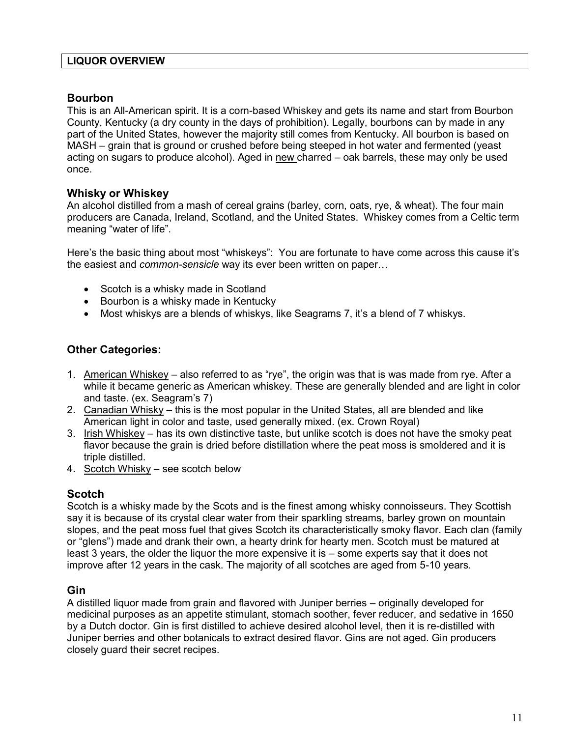**LIQUOR OVERVIEW**

## Bourbon

This is an All-American spirit. It is a corn-based Whiskey and gets its name and start from Bourbon County, Kentucky (a dry county in the days of prohibition). Legally, bourbons can by made in any part of the United States, however the majority still comes from Kentucky. All bourbon is based on MASH – grain that is ground or crushed before being steeped in hot water and fermented (yeast acting on sugars to produce alcohol). Aged in <u>new</u> charred – oak barrels, these may only be used once.

## Whisky or Whiskey

An alcohol distilled from a mash of cereal grains (barley, corn, oats, rye, & wheat). The four main producers are Canada, Ireland, Scotland, and the United States. Whiskey comes from a Celtic term meaning "water of life".

Here's the basic thing about most "whiskeys": You are fortunate to have come across this cause it's the easiest and *common-sensicle* way its ever been written on paper…

- Scotch is a whisky made in Scotland
- Bourbon is a whisky made in Kentucky
- Most whiskys are a blends of whiskys, like Seagrams 7, it's a blend of 7 whiskys.

## Other Categories:

1. <u>American Whiskey</u> – also referred to as "rye", the origin was that is was made from rye. After a while it became generic as American whiskey. These are generally blended and are light in color and taste. (ex. Seagram's 7)
2. <u>Canadian Whisky</u> – this is the most popular in the United States, all are blended and like American light in color and taste, used generally mixed. (ex. Crown Royal)
3. <u>Irish Whiskey</u> – has its own distinctive taste, but unlike scotch is does not have the smoky peat flavor because the grain is dried before distillation where the peat moss is smoldered and it is triple distilled.
4. <u>Scotch Whisky</u> – see scotch below

## Scotch

Scotch is a whisky made by the Scots and is the finest among whisky connoisseurs. They Scottish say it is because of its crystal clear water from their sparkling streams, barley grown on mountain slopes, and the peat moss fuel that gives Scotch its characteristically smoky flavor. Each clan (family or "glens") made and drank their own, a hearty drink for hearty men. Scotch must be matured at least 3 years, the older the liquor the more expensive it is – some experts say that it does not improve after 12 years in the cask. The majority of all scotches are aged from 5-10 years.

## Gin

A distilled liquor made from grain and flavored with Juniper berries – originally developed for medicinal purposes as an appetite stimulant, stomach soother, fever reducer, and sedative in 1650 by a Dutch doctor. Gin is first distilled to achieve desired alcohol level, then it is re-distilled with Juniper berries and other botanicals to extract desired flavor. Gins are not aged. Gin producers closely guard their secret recipes.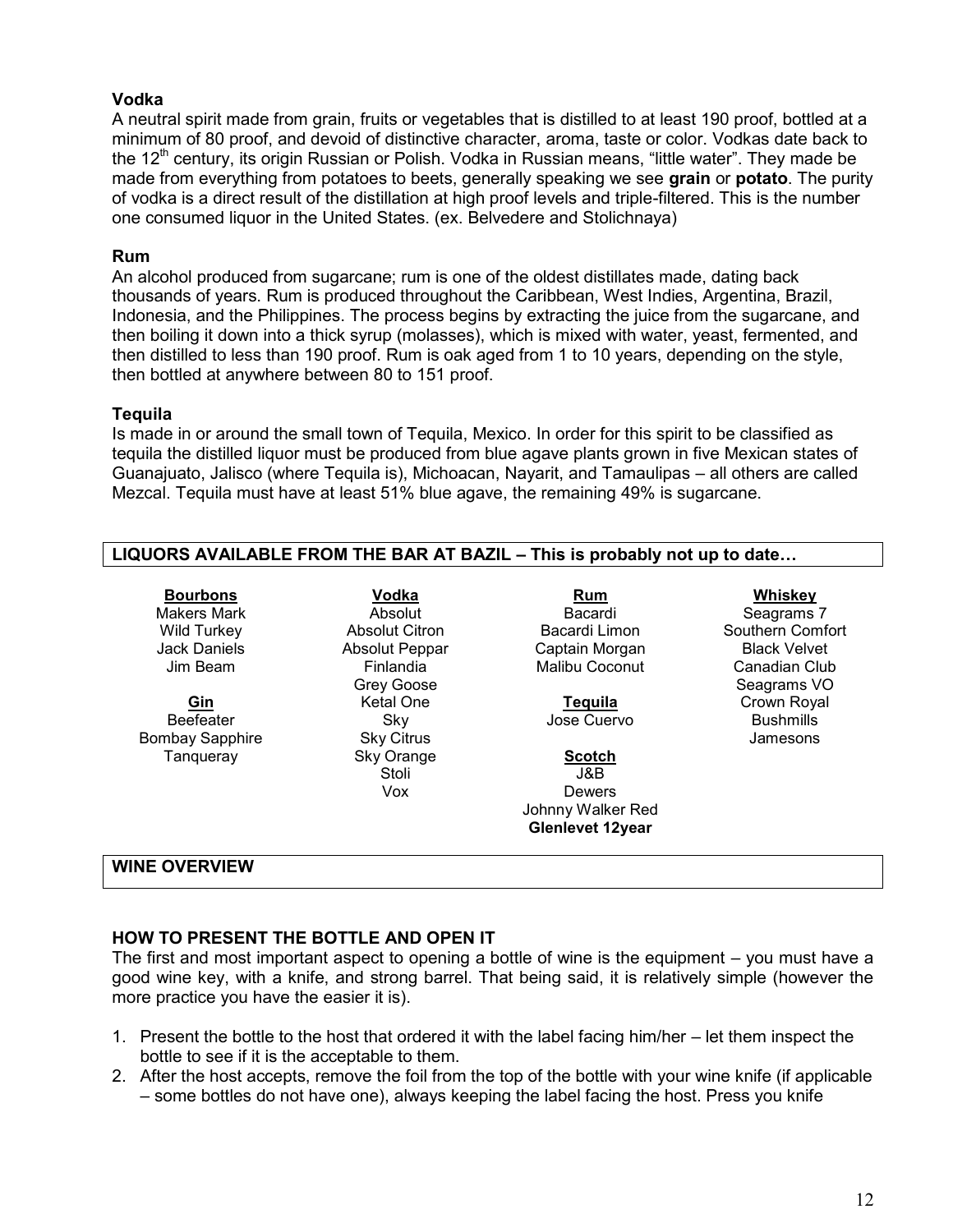### Vodka

A neutral spirit made from grain, fruits or vegetables that is distilled to at least 190 proof, bottled at a minimum of 80 proof, and devoid of distinctive character, aroma, taste or color. Vodkas date back to the 12th century, its origin Russian or Polish. Vodka in Russian means, "little water". They made be made from everything from potatoes to beets, generally speaking we see **grain** or **potato**. The purity of vodka is a direct result of the distillation at high proof levels and triple-filtered. This is the number one consumed liquor in the United States. (ex. Belvedere and Stolichnaya)

### Rum

An alcohol produced from sugarcane; rum is one of the oldest distillates made, dating back thousands of years. Rum is produced throughout the Caribbean, West Indies, Argentina, Brazil, Indonesia, and the Philippines. The process begins by extracting the juice from the sugarcane, and then boiling it down into a thick syrup (molasses), which is mixed with water, yeast, fermented, and then distilled to less than 190 proof. Rum is oak aged from 1 to 10 years, depending on the style, then bottled at anywhere between 80 to 151 proof.

### Tequila

Is made in or around the small town of Tequila, Mexico. In order for this spirit to be classified as tequila the distilled liquor must be produced from blue agave plants grown in five Mexican states of Guanajuato, Jalisco (where Tequila is), Michoacan, Nayarit, and Tamaulipas – all others are called Mezcal. Tequila must have at least 51% blue agave, the remaining 49% is sugarcane.

## LIQUORS AVAILABLE FROM THE BAR AT BAZIL – This is probably not up to date…

**Bourbons**
Makers Mark
Wild Turkey
Jack Daniels
Jim Beam

**Gin**
Beefeater
Bombay Sapphire
Tanqueray

**Vodka**
Absolut
Absolut Citron
Absolut Peppar
Finlandia
Grey Goose
Ketal One
Sky
Sky Citrus
Sky Orange
Stoli
Vox

**Rum**
Bacardi
Bacardi Limon
Captain Morgan
Malibu Coconut

**Tequila**
Jose Cuervo

**Scotch**
J&B
Dewers
Johnny Walker Red
**Glenlevet 12year**

**Whiskey**
Seagrams 7
Southern Comfort
Black Velvet
Canadian Club
Seagrams VO
Crown Royal
Bushmills
Jamesons

## WINE OVERVIEW

### HOW TO PRESENT THE BOTTLE AND OPEN IT

The first and most important aspect to opening a bottle of wine is the equipment – you must have a good wine key, with a knife, and strong barrel. That being said, it is relatively simple (however the more practice you have the easier it is).

1. Present the bottle to the host that ordered it with the label facing him/her – let them inspect the bottle to see if it is the acceptable to them.
2. After the host accepts, remove the foil from the top of the bottle with your wine knife (if applicable – some bottles do not have one), always keeping the label facing the host. Press you knife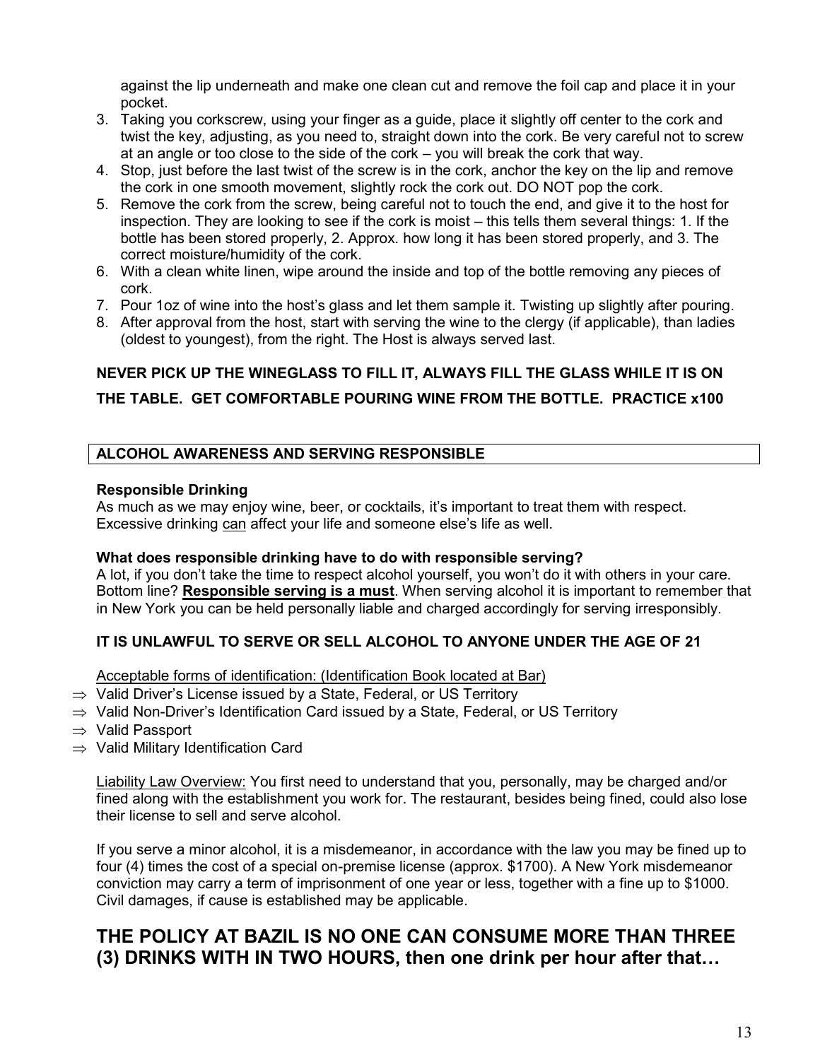against the lip underneath and make one clean cut and remove the foil cap and place it in your pocket.

3. Taking you corkscrew, using your finger as a guide, place it slightly off center to the cork and twist the key, adjusting, as you need to, straight down into the cork. Be very careful not to screw at an angle or too close to the side of the cork – you will break the cork that way.
4. Stop, just before the last twist of the screw is in the cork, anchor the key on the lip and remove the cork in one smooth movement, slightly rock the cork out. DO NOT pop the cork.
5. Remove the cork from the screw, being careful not to touch the end, and give it to the host for inspection. They are looking to see if the cork is moist – this tells them several things: 1. If the bottle has been stored properly, 2. Approx. how long it has been stored properly, and 3. The correct moisture/humidity of the cork.
6. With a clean white linen, wipe around the inside and top of the bottle removing any pieces of cork.
7. Pour 1oz of wine into the host's glass and let them sample it. Twisting up slightly after pouring.
8. After approval from the host, start with serving the wine to the clergy (if applicable), than ladies (oldest to youngest), from the right. The Host is always served last.

**NEVER PICK UP THE WINEGLASS TO FILL IT, ALWAYS FILL THE GLASS WHILE IT IS ON THE TABLE. GET COMFORTABLE POURING WINE FROM THE BOTTLE. PRACTICE x100**

## ALCOHOL AWARENESS AND SERVING RESPONSIBLE

**Responsible Drinking**

As much as we may enjoy wine, beer, or cocktails, it's important to treat them with respect. Excessive drinking can affect your life and someone else's life as well.

**What does responsible drinking have to do with responsible serving?**

A lot, if you don't take the time to respect alcohol yourself, you won't do it with others in your care. Bottom line? **Responsible serving is a must**. When serving alcohol it is important to remember that in New York you can be held personally liable and charged accordingly for serving irresponsibly.

**IT IS UNLAWFUL TO SERVE OR SELL ALCOHOL TO ANYONE UNDER THE AGE OF 21**

Acceptable forms of identification: (Identification Book located at Bar)

- ⇒ Valid Driver's License issued by a State, Federal, or US Territory
- ⇒ Valid Non-Driver's Identification Card issued by a State, Federal, or US Territory
- ⇒ Valid Passport
- ⇒ Valid Military Identification Card

Liability Law Overview: You first need to understand that you, personally, may be charged and/or fined along with the establishment you work for. The restaurant, besides being fined, could also lose their license to sell and serve alcohol.

If you serve a minor alcohol, it is a misdemeanor, in accordance with the law you may be fined up to four (4) times the cost of a special on-premise license (approx. $1700). A New York misdemeanor conviction may carry a term of imprisonment of one year or less, together with a fine up to $1000. Civil damages, if cause is established may be applicable.

## THE POLICY AT BAZIL IS NO ONE CAN CONSUME MORE THAN THREE (3) DRINKS WITH IN TWO HOURS, then one drink per hour after that…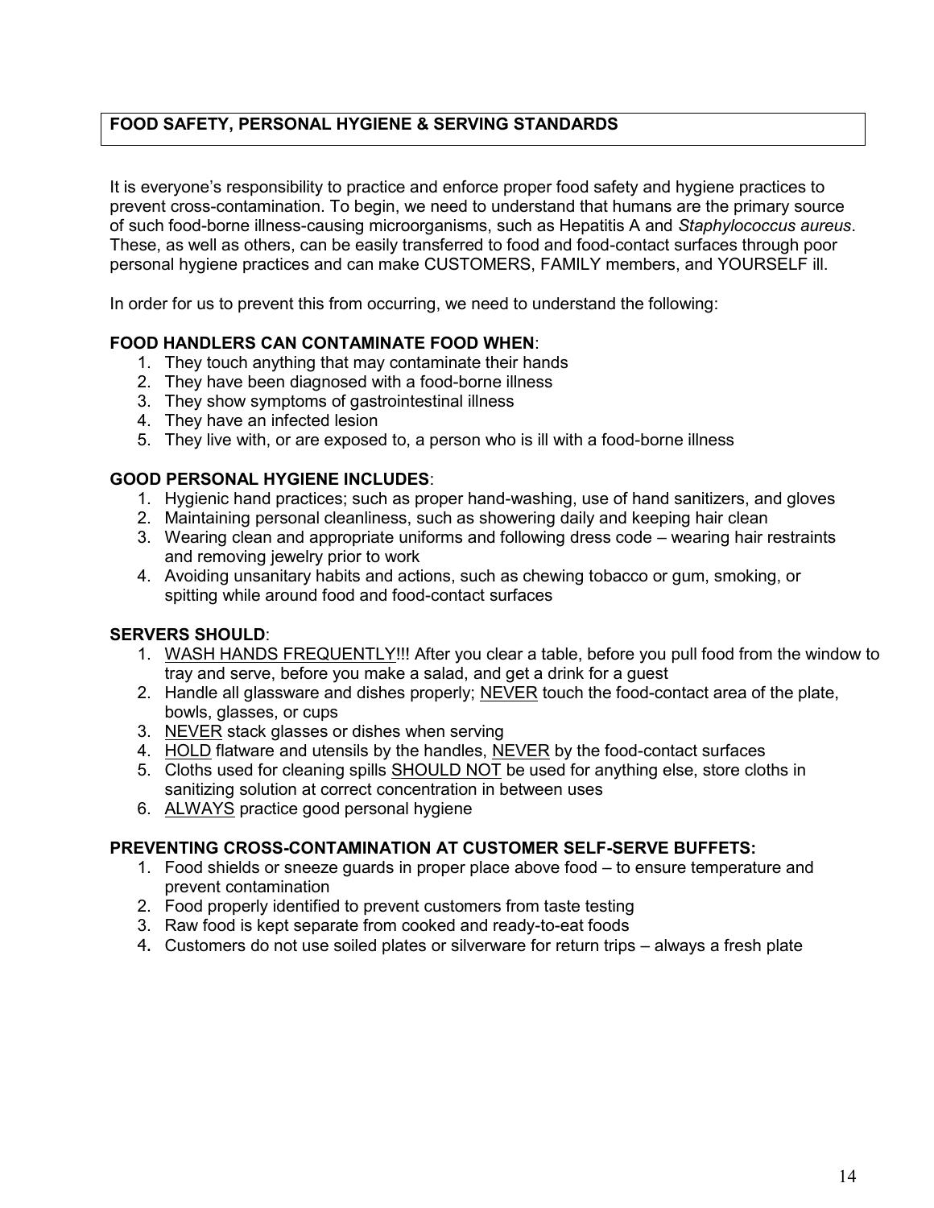## FOOD SAFETY, PERSONAL HYGIENE & SERVING STANDARDS

It is everyone's responsibility to practice and enforce proper food safety and hygiene practices to prevent cross-contamination. To begin, we need to understand that humans are the primary source of such food-borne illness-causing microorganisms, such as Hepatitis A and *Staphylococcus aureus*. These, as well as others, can be easily transferred to food and food-contact surfaces through poor personal hygiene practices and can make CUSTOMERS, FAMILY members, and YOURSELF ill.

In order for us to prevent this from occurring, we need to understand the following:

**FOOD HANDLERS CAN CONTAMINATE FOOD WHEN**:

1. They touch anything that may contaminate their hands
2. They have been diagnosed with a food-borne illness
3. They show symptoms of gastrointestinal illness
4. They have an infected lesion
5. They live with, or are exposed to, a person who is ill with a food-borne illness

**GOOD PERSONAL HYGIENE INCLUDES**:

1. Hygienic hand practices; such as proper hand-washing, use of hand sanitizers, and gloves
2. Maintaining personal cleanliness, such as showering daily and keeping hair clean
3. Wearing clean and appropriate uniforms and following dress code – wearing hair restraints and removing jewelry prior to work
4. Avoiding unsanitary habits and actions, such as chewing tobacco or gum, smoking, or spitting while around food and food-contact surfaces

**SERVERS SHOULD**:

1. <u>WASH HANDS FREQUENTLY</u>!!! After you clear a table, before you pull food from the window to tray and serve, before you make a salad, and get a drink for a guest
2. Handle all glassware and dishes properly; <u>NEVER</u> touch the food-contact area of the plate, bowls, glasses, or cups
3. <u>NEVER</u> stack glasses or dishes when serving
4. <u>HOLD</u> flatware and utensils by the handles, <u>NEVER</u> by the food-contact surfaces
5. Cloths used for cleaning spills <u>SHOULD NOT</u> be used for anything else, store cloths in sanitizing solution at correct concentration in between uses
6. <u>ALWAYS</u> practice good personal hygiene

**PREVENTING CROSS-CONTAMINATION AT CUSTOMER SELF-SERVE BUFFETS:**

1. Food shields or sneeze guards in proper place above food – to ensure temperature and prevent contamination
2. Food properly identified to prevent customers from taste testing
3. Raw food is kept separate from cooked and ready-to-eat foods
4. Customers do not use soiled plates or silverware for return trips – always a fresh plate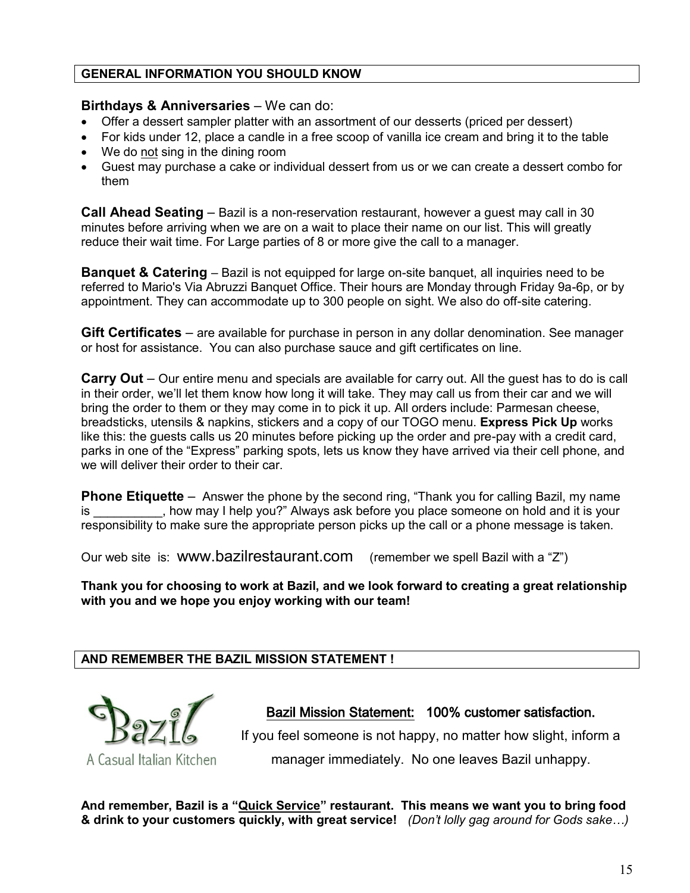## GENERAL INFORMATION YOU SHOULD KNOW

**Birthdays & Anniversaries** – We can do:

- Offer a dessert sampler platter with an assortment of our desserts (priced per dessert)
- For kids under 12, place a candle in a free scoop of vanilla ice cream and bring it to the table
- We do <u>not</u> sing in the dining room
- Guest may purchase a cake or individual dessert from us or we can create a dessert combo for them

**Call Ahead Seating** – Bazil is a non-reservation restaurant, however a guest may call in 30 minutes before arriving when we are on a wait to place their name on our list. This will greatly reduce their wait time. For Large parties of 8 or more give the call to a manager.

**Banquet & Catering** – Bazil is not equipped for large on-site banquet, all inquiries need to be referred to Mario's Via Abruzzi Banquet Office. Their hours are Monday through Friday 9a-6p, or by appointment. They can accommodate up to 300 people on sight. We also do off-site catering.

**Gift Certificates** – are available for purchase in person in any dollar denomination. See manager or host for assistance. You can also purchase sauce and gift certificates on line.

**Carry Out** – Our entire menu and specials are available for carry out. All the guest has to do is call in their order, we'll let them know how long it will take. They may call us from their car and we will bring the order to them or they may come in to pick it up. All orders include: Parmesan cheese, breadsticks, utensils & napkins, stickers and a copy of our TOGO menu. **Express Pick Up** works like this: the guests calls us 20 minutes before picking up the order and pre-pay with a credit card, parks in one of the "Express" parking spots, lets us know they have arrived via their cell phone, and we will deliver their order to their car.

**Phone Etiquette** – Answer the phone by the second ring, "Thank you for calling Bazil, my name is __________, how may I help you?" Always ask before you place someone on hold and it is your responsibility to make sure the appropriate person picks up the call or a phone message is taken.

Our web site is: www.bazilrestaurant.com (remember we spell Bazil with a "Z")

**Thank you for choosing to work at Bazil, and we look forward to creating a great relationship with you and we hope you enjoy working with our team!**

## AND REMEMBER THE BAZIL MISSION STATEMENT !

Bazil
A Casual Italian Kitchen

<u>Bazil Mission Statement:</u> 100% customer satisfaction.

If you feel someone is not happy, no matter how slight, inform a manager immediately. No one leaves Bazil unhappy.

**And remember, Bazil is a "<u>Quick Service</u>" restaurant. This means we want you to bring food & drink to your customers quickly, with great service!** *(Don't lolly gag around for Gods sake…)*